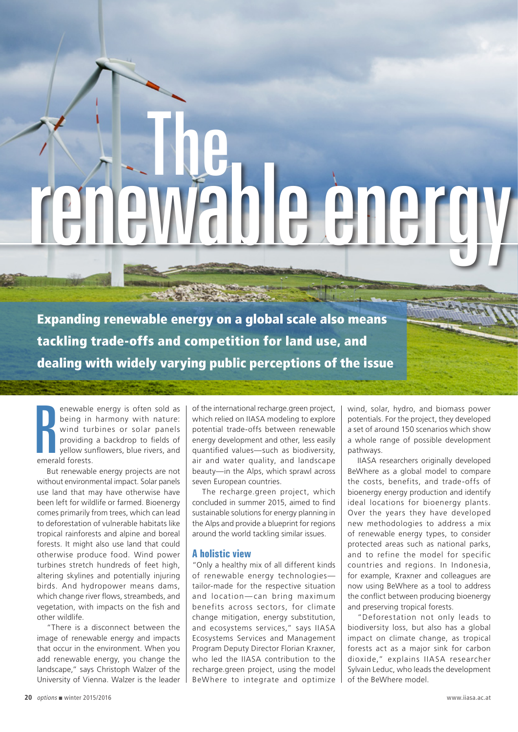# The renewable energy

**Expanding renewable energy on a global scale also means tackling trade-offs and competition for land use, and dealing with widely varying public perceptions of the issue**

Renewable energy is often sold as being in harmony with nature: wind turbines or solar panels providing a backdrop to fields of yellow sunflowers, blue rivers, and emerald forests.

But renewable energy projects are not without environmental impact. Solar panels use land that may have otherwise have been left for wildlife or farmed. Bioenergy comes primarily from trees, which can lead to deforestation of vulnerable habitats like tropical rainforests and alpine and boreal forests. It might also use land that could otherwise produce food. Wind power turbines stretch hundreds of feet high, altering skylines and potentially injuring birds. And hydropower means dams, which change river flows, streambeds, and vegetation, with impacts on the fish and other wildlife.

"There is a disconnect between the image of renewable energy and impacts that occur in the environment. When you add renewable energy, you change the landscape," says Christoph Walzer of the University of Vienna. Walzer is the leader of the international recharge.green project, which relied on IIASA modeling to explore potential trade-offs between renewable energy development and other, less easily quantified values—such as biodiversity, air and water quality, and landscape beauty—in the Alps, which sprawl across seven European countries.

The recharge.green project, which concluded in summer 2015, aimed to find sustainable solutions for energy planning in the Alps and provide a blueprint for regions around the world tackling similar issues.

## A holistic view

"Only a healthy mix of all different kinds of renewable energy technologies—tailor-made for the respective situation and location—can bring maximum benefits across sectors, for climate change mitigation, energy substitution, and ecosystems services," says IIASA Ecosystems Services and Management Program Deputy Director Florian Kraxner, who led the IIASA contribution to the recharge.green project, using the model BeWhere to integrate and optimize wind, solar, hydro, and biomass power potentials. For the project, they developed a set of around 150 scenarios which show a whole range of possible development pathways.

IIASA researchers originally developed BeWhere as a global model to compare the costs, benefits, and trade-offs of bioenergy energy production and identify ideal locations for bioenergy plants. Over the years they have developed new methodologies to address a mix of renewable energy types, to consider protected areas such as national parks, and to refine the model for specific countries and regions. In Indonesia, for example, Kraxner and colleagues are now using BeWhere as a tool to address the conflict between producing bioenergy and preserving tropical forests.

"Deforestation not only leads to biodiversity loss, but also has a global impact on climate change, as tropical forests act as a major sink for carbon dioxide," explains IIASA researcher Sylvain Leduc, who leads the development of the BeWhere model.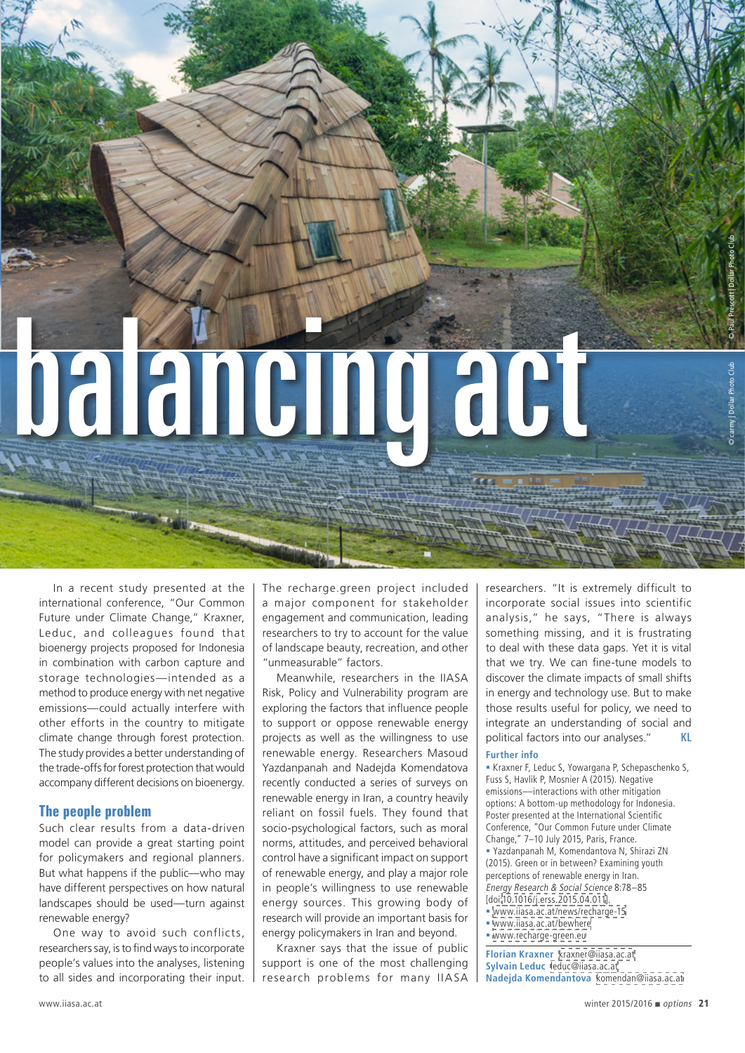# balancing act

In a recent study presented at the international conference, "Our Common Future under Climate Change," Kraxner, Leduc, and colleagues found that bioenergy projects proposed for Indonesia in combination with carbon capture and storage technologies—intended as a method to produce energy with net negative emissions—could actually interfere with other efforts in the country to mitigate climate change through forest protection. The study provides a better understanding of the trade-offs for forest protection that would accompany different decisions on bioenergy.

## The people problem

Such clear results from a data-driven model can provide a great starting point for policymakers and regional planners. But what happens if the public—who may have different perspectives on how natural landscapes should be used—turn against renewable energy?

One way to avoid such conflicts, researchers say, is to find ways to incorporate people's values into the analyses, listening to all sides and incorporating their input. The recharge.green project included a major component for stakeholder engagement and communication, leading researchers to try to account for the value of landscape beauty, recreation, and other "unmeasurable" factors.

Meanwhile, researchers in the IIASA Risk, Policy and Vulnerability program are exploring the factors that influence people to support or oppose renewable energy projects as well as the willingness to use renewable energy. Researchers Masoud Yazdanpanah and Nadejda Komendatova recently conducted a series of surveys on renewable energy in Iran, a country heavily reliant on fossil fuels. They found that socio-psychological factors, such as moral norms, attitudes, and perceived behavioral control have a significant impact on support of renewable energy, and play a major role in people's willingness to use renewable energy sources. This growing body of research will provide an important basis for energy policymakers in Iran and beyond.

Kraxner says that the issue of public support is one of the most challenging research problems for many IIASA researchers. "It is extremely difficult to incorporate social issues into scientific analysis," he says, "There is always something missing, and it is frustrating to deal with these data gaps. Yet it is vital that we try. We can fine-tune models to discover the climate impacts of small shifts in energy and technology use. But to make those results useful for policy, we need to integrate an understanding of social and political factors into our analyses." **KL**

### Further info

- Kraxner F, Leduc S, Yowargana P, Schepaschenko S, Fuss S, Havlik P, Mosnier A (2015). Negative emissions—interactions with other mitigation options: A bottom-up methodology for Indonesia. Poster presented at the International Scientific Conference, "Our Common Future under Climate Change," 7–10 July 2015, Paris, France.
- Yazdanpanah M, Komendantova N, Shirazi ZN (2015). Green or in between? Examining youth perceptions of renewable energy in Iran. *Energy Research & Social Science* 8:78–85 [doi:10.1016/j.erss.2015.04.011].
- www.iiasa.ac.at/news/recharge-15
- www.iiasa.ac.at/bewhere
- www.recharge-green.eu

**Florian Kraxner** kraxner@iiasa.ac.at
**Sylvain Leduc** leduc@iiasa.ac.at
**Nadejda Komendantova** komendan@iiasa.ac.at